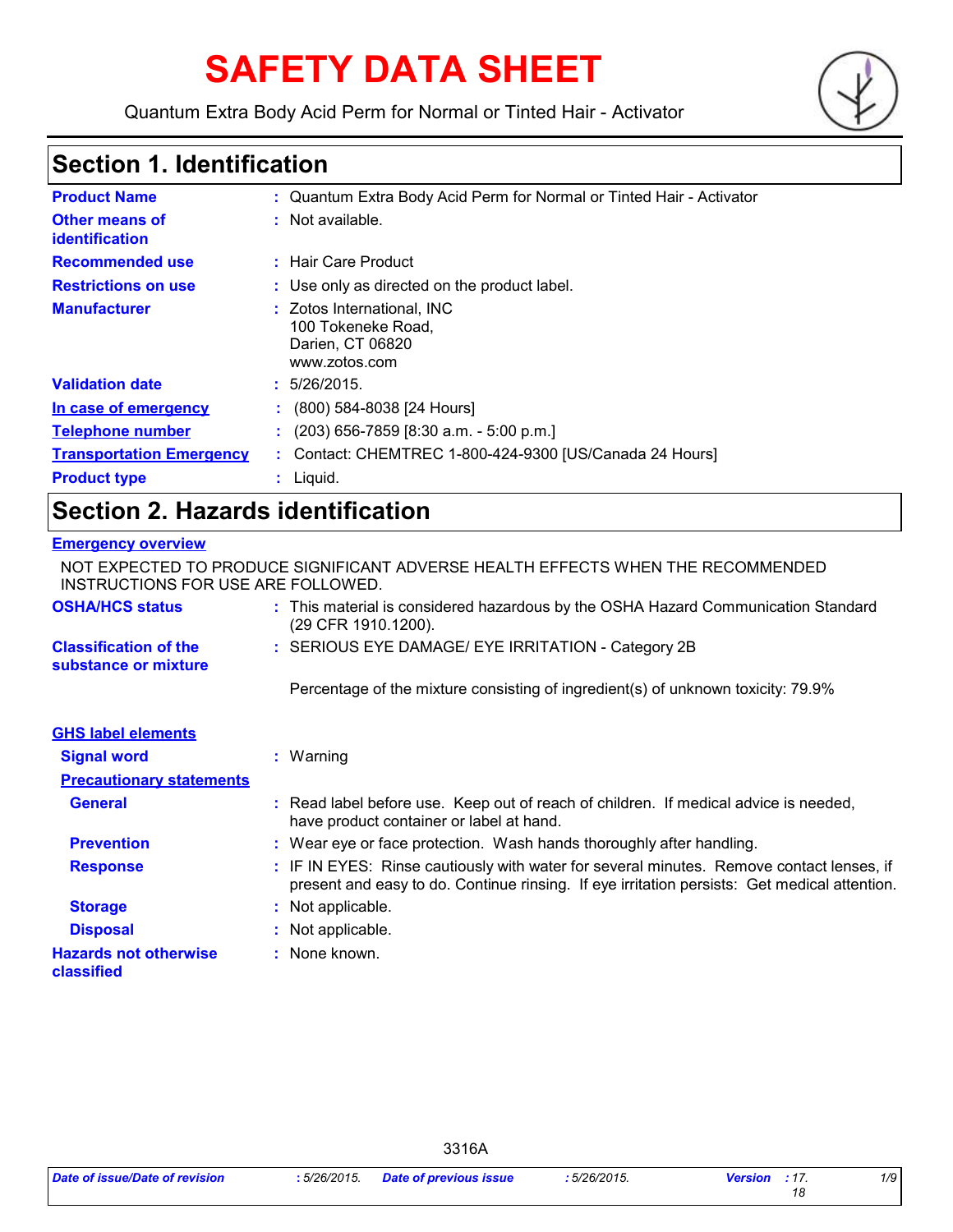# SAFETY DATA SHEET

Quantum Extra Body Acid Perm for Normal or Tinted Hair - Activator

## Section 1. Identification

| | |
|---|---|
| **Product Name** | : Quantum Extra Body Acid Perm for Normal or Tinted Hair - Activator |
| **Other means of identification** | : Not available. |
| **Recommended use** | : Hair Care Product |
| **Restrictions on use** | : Use only as directed on the product label. |
| **Manufacturer** | : Zotos International, INC<br>100 Tokeneke Road,<br>Darien, CT 06820<br>www.zotos.com |
| **Validation date** | : 5/26/2015. |
| **In case of emergency** | : (800) 584-8038 [24 Hours] |
| **Telephone number** | : (203) 656-7859 [8:30 a.m. - 5:00 p.m.] |
| **Transportation Emergency** | : Contact: CHEMTREC 1-800-424-9300 [US/Canada 24 Hours] |
| **Product type** | : Liquid. |

## Section 2. Hazards identification

**Emergency overview**

NOT EXPECTED TO PRODUCE SIGNIFICANT ADVERSE HEALTH EFFECTS WHEN THE RECOMMENDED INSTRUCTIONS FOR USE ARE FOLLOWED.

| | |
|---|---|
| **OSHA/HCS status** | : This material is considered hazardous by the OSHA Hazard Communication Standard (29 CFR 1910.1200). |
| **Classification of the substance or mixture** | : SERIOUS EYE DAMAGE/ EYE IRRITATION - Category 2B<br><br>Percentage of the mixture consisting of ingredient(s) of unknown toxicity: 79.9% |

**GHS label elements**

| | |
|---|---|
| **Signal word** | : Warning |
| **Precautionary statements** | |
| **General** | : Read label before use. Keep out of reach of children. If medical advice is needed, have product container or label at hand. |
| **Prevention** | : Wear eye or face protection. Wash hands thoroughly after handling. |
| **Response** | : IF IN EYES: Rinse cautiously with water for several minutes. Remove contact lenses, if present and easy to do. Continue rinsing. If eye irritation persists: Get medical attention. |
| **Storage** | : Not applicable. |
| **Disposal** | : Not applicable. |
| **Hazards not otherwise classified** | : None known. |

3316A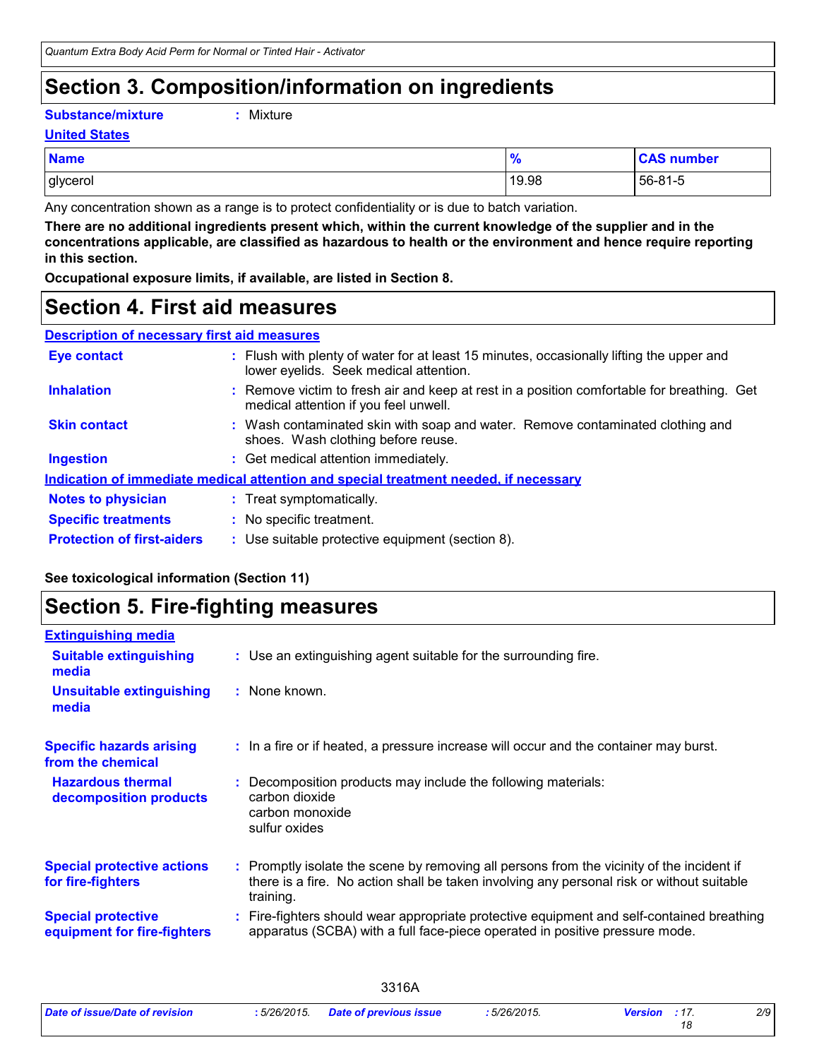# Section 3. Composition/information on ingredients

**Substance/mixture** : Mixture

**United States**

| Name | % | CAS number |
|---|---|---|
| glycerol | 19.98 | 56-81-5 |

Any concentration shown as a range is to protect confidentiality or is due to batch variation.

**There are no additional ingredients present which, within the current knowledge of the supplier and in the concentrations applicable, are classified as hazardous to health or the environment and hence require reporting in this section.**

**Occupational exposure limits, if available, are listed in Section 8.**

# Section 4. First aid measures

**Description of necessary first aid measures**

**Eye contact** : Flush with plenty of water for at least 15 minutes, occasionally lifting the upper and lower eyelids. Seek medical attention.

**Inhalation** : Remove victim to fresh air and keep at rest in a position comfortable for breathing. Get medical attention if you feel unwell.

**Skin contact** : Wash contaminated skin with soap and water. Remove contaminated clothing and shoes. Wash clothing before reuse.

**Ingestion** : Get medical attention immediately.

**Indication of immediate medical attention and special treatment needed, if necessary**

**Notes to physician** : Treat symptomatically.

**Specific treatments** : No specific treatment.

**Protection of first-aiders** : Use suitable protective equipment (section 8).

**See toxicological information (Section 11)**

# Section 5. Fire-fighting measures

**Extinguishing media**

**Suitable extinguishing media** : Use an extinguishing agent suitable for the surrounding fire.

**Unsuitable extinguishing media** : None known.

**Specific hazards arising from the chemical** : In a fire or if heated, a pressure increase will occur and the container may burst.

**Hazardous thermal decomposition products** : Decomposition products may include the following materials:
carbon dioxide
carbon monoxide
sulfur oxides

**Special protective actions for fire-fighters** : Promptly isolate the scene by removing all persons from the vicinity of the incident if there is a fire. No action shall be taken involving any personal risk or without suitable training.

**Special protective equipment for fire-fighters** : Fire-fighters should wear appropriate protective equipment and self-contained breathing apparatus (SCBA) with a full face-piece operated in positive pressure mode.

3316A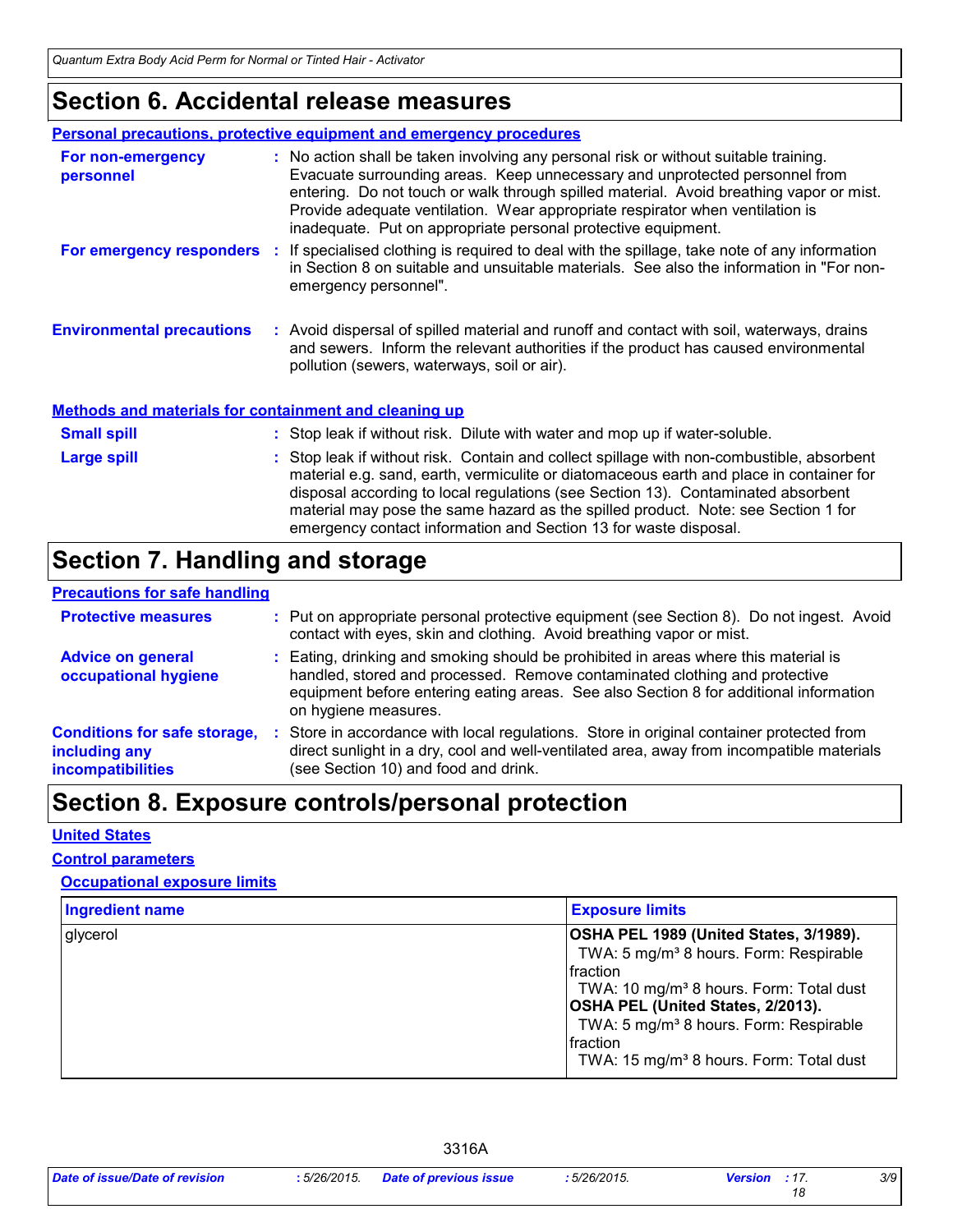## Section 6. Accidental release measures

### Personal precautions, protective equipment and emergency procedures

**For non-emergency personnel** : No action shall be taken involving any personal risk or without suitable training. Evacuate surrounding areas. Keep unnecessary and unprotected personnel from entering. Do not touch or walk through spilled material. Avoid breathing vapor or mist. Provide adequate ventilation. Wear appropriate respirator when ventilation is inadequate. Put on appropriate personal protective equipment.

**For emergency responders** : If specialised clothing is required to deal with the spillage, take note of any information in Section 8 on suitable and unsuitable materials. See also the information in "For non-emergency personnel".

**Environmental precautions** : Avoid dispersal of spilled material and runoff and contact with soil, waterways, drains and sewers. Inform the relevant authorities if the product has caused environmental pollution (sewers, waterways, soil or air).

### Methods and materials for containment and cleaning up

**Small spill** : Stop leak if without risk. Dilute with water and mop up if water-soluble.

**Large spill** : Stop leak if without risk. Contain and collect spillage with non-combustible, absorbent material e.g. sand, earth, vermiculite or diatomaceous earth and place in container for disposal according to local regulations (see Section 13). Contaminated absorbent material may pose the same hazard as the spilled product. Note: see Section 1 for emergency contact information and Section 13 for waste disposal.

## Section 7. Handling and storage

### Precautions for safe handling

**Protective measures** : Put on appropriate personal protective equipment (see Section 8). Do not ingest. Avoid contact with eyes, skin and clothing. Avoid breathing vapor or mist.

**Advice on general occupational hygiene** : Eating, drinking and smoking should be prohibited in areas where this material is handled, stored and processed. Remove contaminated clothing and protective equipment before entering eating areas. See also Section 8 for additional information on hygiene measures.

**Conditions for safe storage, including any incompatibilities** : Store in accordance with local regulations. Store in original container protected from direct sunlight in a dry, cool and well-ventilated area, away from incompatible materials (see Section 10) and food and drink.

## Section 8. Exposure controls/personal protection

### United States

### Control parameters

#### Occupational exposure limits

| Ingredient name | Exposure limits |
|---|---|
| glycerol | **OSHA PEL 1989 (United States, 3/1989).**<br>TWA: 5 mg/m³ 8 hours. Form: Respirable fraction<br>TWA: 10 mg/m³ 8 hours. Form: Total dust<br>**OSHA PEL (United States, 2/2013).**<br>TWA: 5 mg/m³ 8 hours. Form: Respirable fraction<br>TWA: 15 mg/m³ 8 hours. Form: Total dust |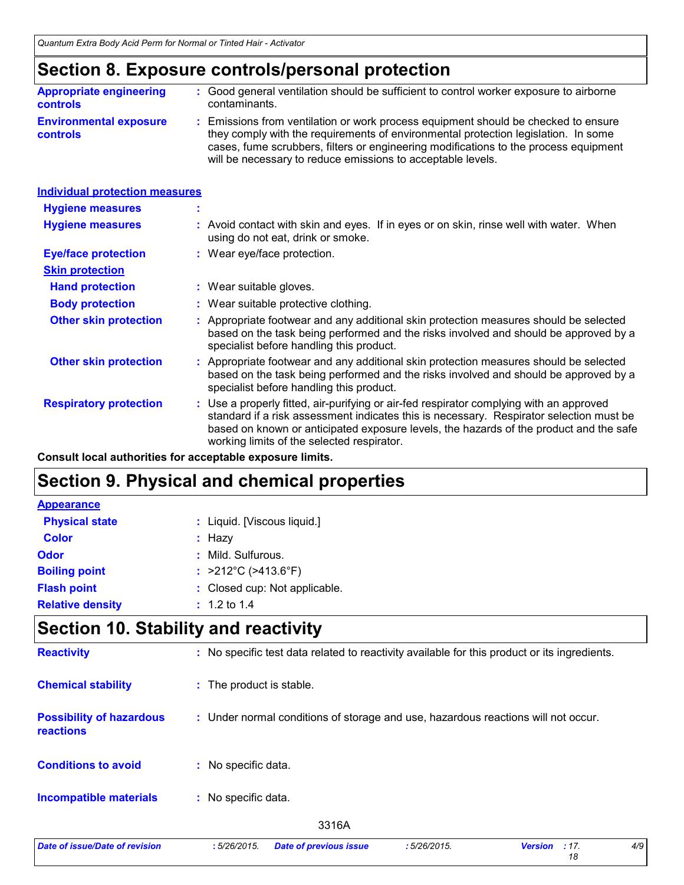# Section 8. Exposure controls/personal protection

**Appropriate engineering controls** : Good general ventilation should be sufficient to control worker exposure to airborne contaminants.

**Environmental exposure controls** : Emissions from ventilation or work process equipment should be checked to ensure they comply with the requirements of environmental protection legislation. In some cases, fume scrubbers, filters or engineering modifications to the process equipment will be necessary to reduce emissions to acceptable levels.

## Individual protection measures

**Hygiene measures** :

**Hygiene measures** : Avoid contact with skin and eyes. If in eyes or on skin, rinse well with water. When using do not eat, drink or smoke.

**Eye/face protection** : Wear eye/face protection.

### Skin protection

**Hand protection** : Wear suitable gloves.

**Body protection** : Wear suitable protective clothing.

**Other skin protection** : Appropriate footwear and any additional skin protection measures should be selected based on the task being performed and the risks involved and should be approved by a specialist before handling this product.

**Other skin protection** : Appropriate footwear and any additional skin protection measures should be selected based on the task being performed and the risks involved and should be approved by a specialist before handling this product.

**Respiratory protection** : Use a properly fitted, air-purifying or air-fed respirator complying with an approved standard if a risk assessment indicates this is necessary. Respirator selection must be based on known or anticipated exposure levels, the hazards of the product and the safe working limits of the selected respirator.

**Consult local authorities for acceptable exposure limits.**

# Section 9. Physical and chemical properties

## Appearance

**Physical state** : Liquid. [Viscous liquid.]

**Color** : Hazy

**Odor** : Mild. Sulfurous.

**Boiling point** : >212°C (>413.6°F)

**Flash point** : Closed cup: Not applicable.

**Relative density** : 1.2 to 1.4

# Section 10. Stability and reactivity

**Reactivity** : No specific test data related to reactivity available for this product or its ingredients.

**Chemical stability** : The product is stable.

**Possibility of hazardous reactions** : Under normal conditions of storage and use, hazardous reactions will not occur.

**Conditions to avoid** : No specific data.

**Incompatible materials** : No specific data.

3316A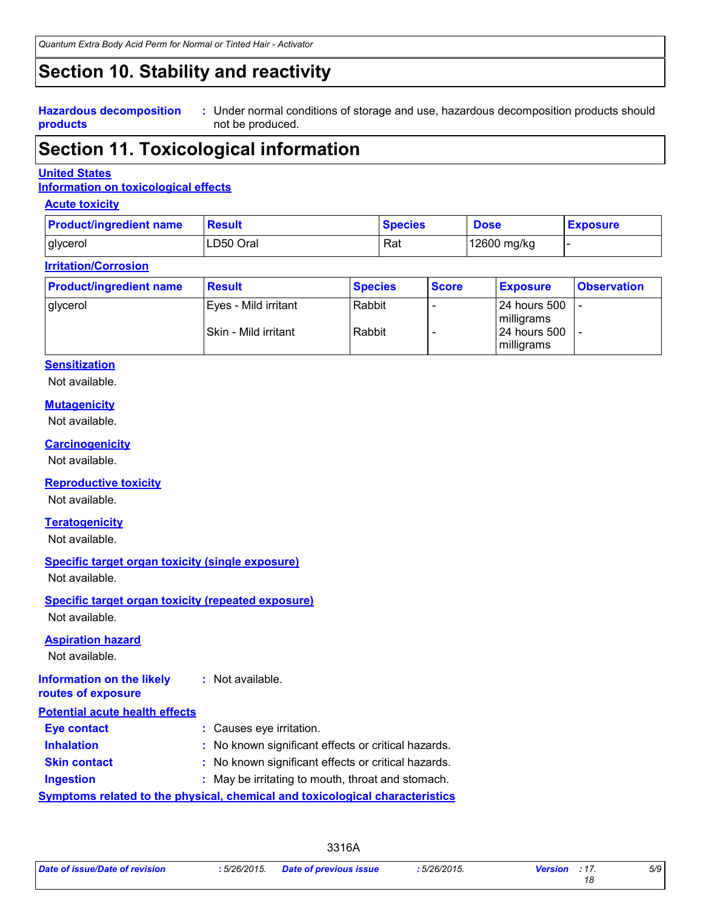# Section 10. Stability and reactivity

**Hazardous decomposition products** : Under normal conditions of storage and use, hazardous decomposition products should not be produced.

# Section 11. Toxicological information

**United States**

**Information on toxicological effects**

**Acute toxicity**

| Product/ingredient name | Result | Species | Dose | Exposure |
|---|---|---|---|---|
| glycerol | LD50 Oral | Rat | 12600 mg/kg | - |

**Irritation/Corrosion**

| Product/ingredient name | Result | Species | Score | Exposure | Observation |
|---|---|---|---|---|---|
| glycerol | Eyes - Mild irritant | Rabbit | - | 24 hours 500 milligrams | - |
| | Skin - Mild irritant | Rabbit | - | 24 hours 500 milligrams | - |

**Sensitization**

Not available.

**Mutagenicity**

Not available.

**Carcinogenicity**

Not available.

**Reproductive toxicity**

Not available.

**Teratogenicity**

Not available.

**Specific target organ toxicity (single exposure)**

Not available.

**Specific target organ toxicity (repeated exposure)**

Not available.

**Aspiration hazard**

Not available.

**Information on the likely routes of exposure** : Not available.

**Potential acute health effects**

**Eye contact** : Causes eye irritation.

**Inhalation** : No known significant effects or critical hazards.

**Skin contact** : No known significant effects or critical hazards.

**Ingestion** : May be irritating to mouth, throat and stomach.

**Symptoms related to the physical, chemical and toxicological characteristics**

3316A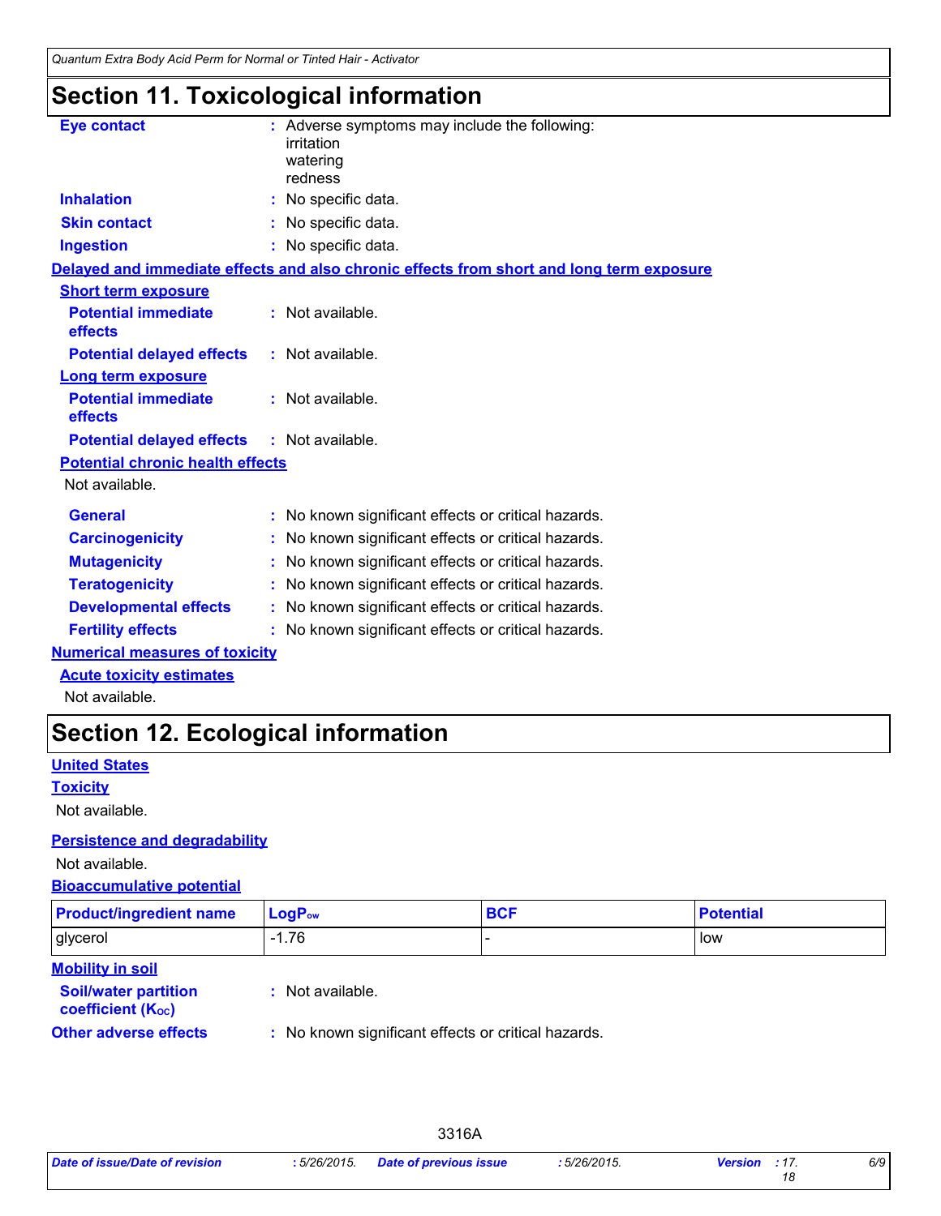## Section 11. Toxicological information

**Eye contact** : Adverse symptoms may include the following:
irritation
watering
redness

**Inhalation** : No specific data.

**Skin contact** : No specific data.

**Ingestion** : No specific data.

**Delayed and immediate effects and also chronic effects from short and long term exposure**

**Short term exposure**

**Potential immediate effects** : Not available.

**Potential delayed effects** : Not available.

**Long term exposure**

**Potential immediate effects** : Not available.

**Potential delayed effects** : Not available.

**Potential chronic health effects**

Not available.

**General** : No known significant effects or critical hazards.

**Carcinogenicity** : No known significant effects or critical hazards.

**Mutagenicity** : No known significant effects or critical hazards.

**Teratogenicity** : No known significant effects or critical hazards.

**Developmental effects** : No known significant effects or critical hazards.

**Fertility effects** : No known significant effects or critical hazards.

**Numerical measures of toxicity**

**Acute toxicity estimates**

Not available.

## Section 12. Ecological information

**United States**

**Toxicity**

Not available.

**Persistence and degradability**

Not available.

**Bioaccumulative potential**

| Product/ingredient name | $LogP_{ow}$ | BCF | Potential |
|---|---|---|---|
| glycerol | -1.76 | - | low |

**Mobility in soil**

**Soil/water partition coefficient ($K_{OC}$)** : Not available.

**Other adverse effects** : No known significant effects or critical hazards.

3316A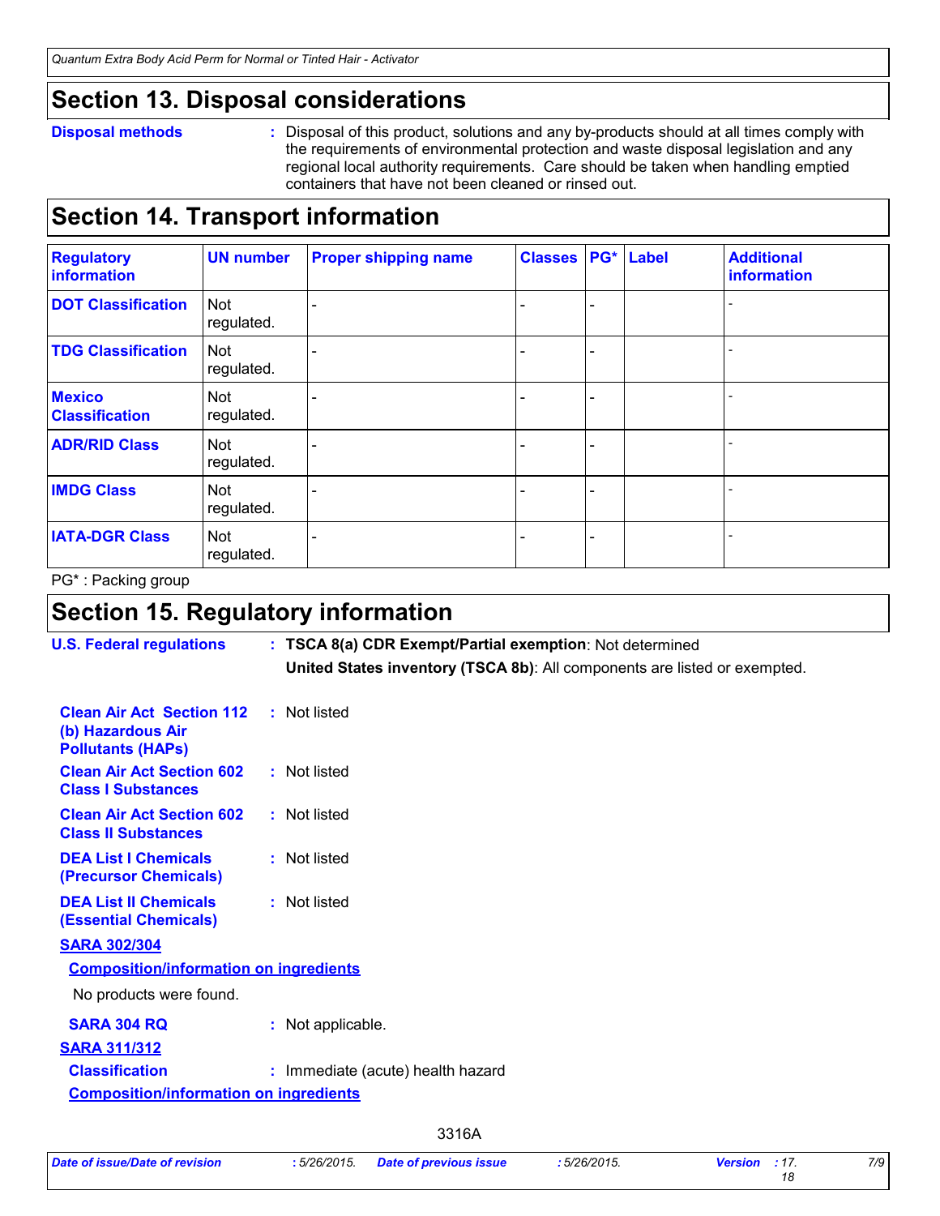## Section 13. Disposal considerations

**Disposal methods** : Disposal of this product, solutions and any by-products should at all times comply with the requirements of environmental protection and waste disposal legislation and any regional local authority requirements. Care should be taken when handling emptied containers that have not been cleaned or rinsed out.

## Section 14. Transport information

| Regulatory information | UN number | Proper shipping name | Classes | PG* | Label | Additional information |
|---|---|---|---|---|---|---|
| DOT Classification | Not regulated. | - | - | - | | - |
| TDG Classification | Not regulated. | - | - | - | | - |
| Mexico Classification | Not regulated. | - | - | - | | - |
| ADR/RID Class | Not regulated. | - | - | - | | - |
| IMDG Class | Not regulated. | - | - | - | | - |
| IATA-DGR Class | Not regulated. | - | - | - | | - |

PG* : Packing group

## Section 15. Regulatory information

**U.S. Federal regulations** : **TSCA 8(a) CDR Exempt/Partial exemption**: Not determined

**United States inventory (TSCA 8b)**: All components are listed or exempted.

**Clean Air Act Section 112 (b) Hazardous Air Pollutants (HAPs)** : Not listed

**Clean Air Act Section 602 Class I Substances** : Not listed

**Clean Air Act Section 602 Class II Substances** : Not listed

**DEA List I Chemicals (Precursor Chemicals)** : Not listed

**DEA List II Chemicals (Essential Chemicals)** : Not listed

**SARA 302/304**

**Composition/information on ingredients**

No products were found.

**SARA 304 RQ** : Not applicable.

**SARA 311/312**

**Classification** : Immediate (acute) health hazard

**Composition/information on ingredients**

3316A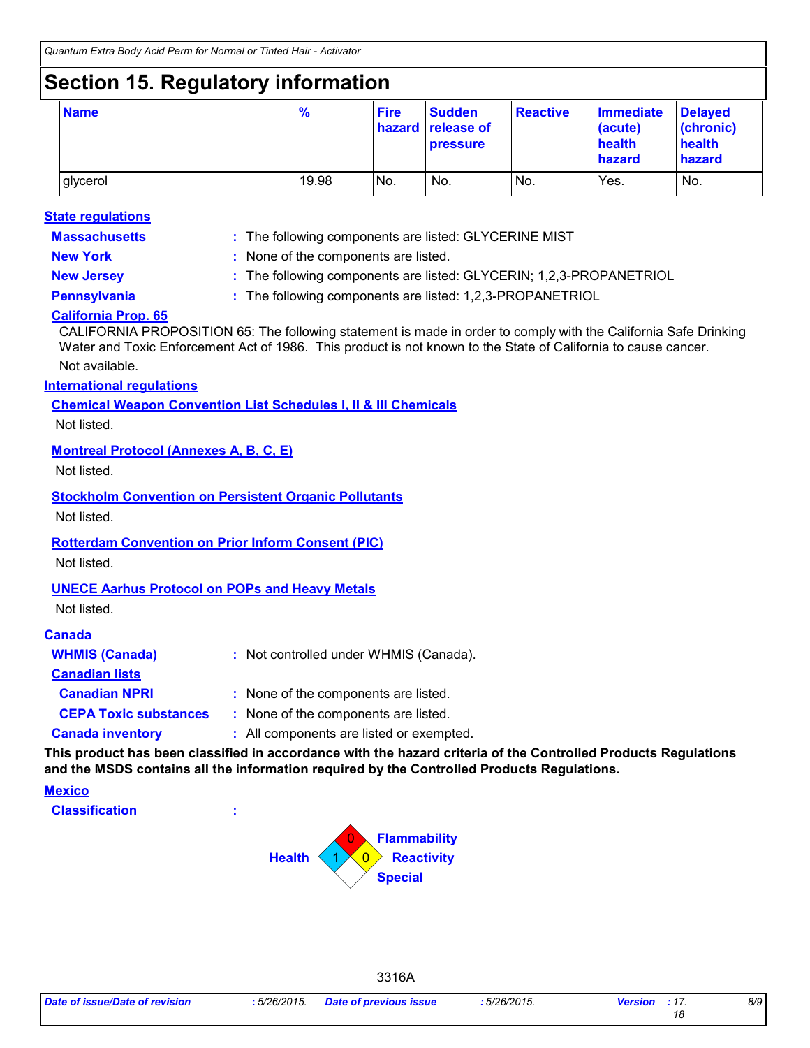## Section 15. Regulatory information

| Name | % | Fire hazard | Sudden release of pressure | Reactive | Immediate (acute) health hazard | Delayed (chronic) health hazard |
|---|---|---|---|---|---|---|
| glycerol | 19.98 | No. | No. | No. | Yes. | No. |

### State regulations

**Massachusetts** : The following components are listed: GLYCERINE MIST

**New York** : None of the components are listed.

**New Jersey** : The following components are listed: GLYCERIN; 1,2,3-PROPANETRIOL

**Pennsylvania** : The following components are listed: 1,2,3-PROPANETRIOL

**California Prop. 65**

CALIFORNIA PROPOSITION 65: The following statement is made in order to comply with the California Safe Drinking Water and Toxic Enforcement Act of 1986. This product is not known to the State of California to cause cancer.

Not available.

### International regulations

**Chemical Weapon Convention List Schedules I, II & III Chemicals**

Not listed.

**Montreal Protocol (Annexes A, B, C, E)**

Not listed.

**Stockholm Convention on Persistent Organic Pollutants**

Not listed.

**Rotterdam Convention on Prior Inform Consent (PIC)**

Not listed.

**UNECE Aarhus Protocol on POPs and Heavy Metals**

Not listed.

### Canada

**WHMIS (Canada)** : Not controlled under WHMIS (Canada).

**Canadian lists**

**Canadian NPRI** : None of the components are listed.

**CEPA Toxic substances** : None of the components are listed.

**Canada inventory** : All components are listed or exempted.

**This product has been classified in accordance with the hazard criteria of the Controlled Products Regulations and the MSDS contains all the information required by the Controlled Products Regulations.**

### Mexico

**Classification** :

Flammability: 0
Health: 1
Reactivity: 0
Special:

3316A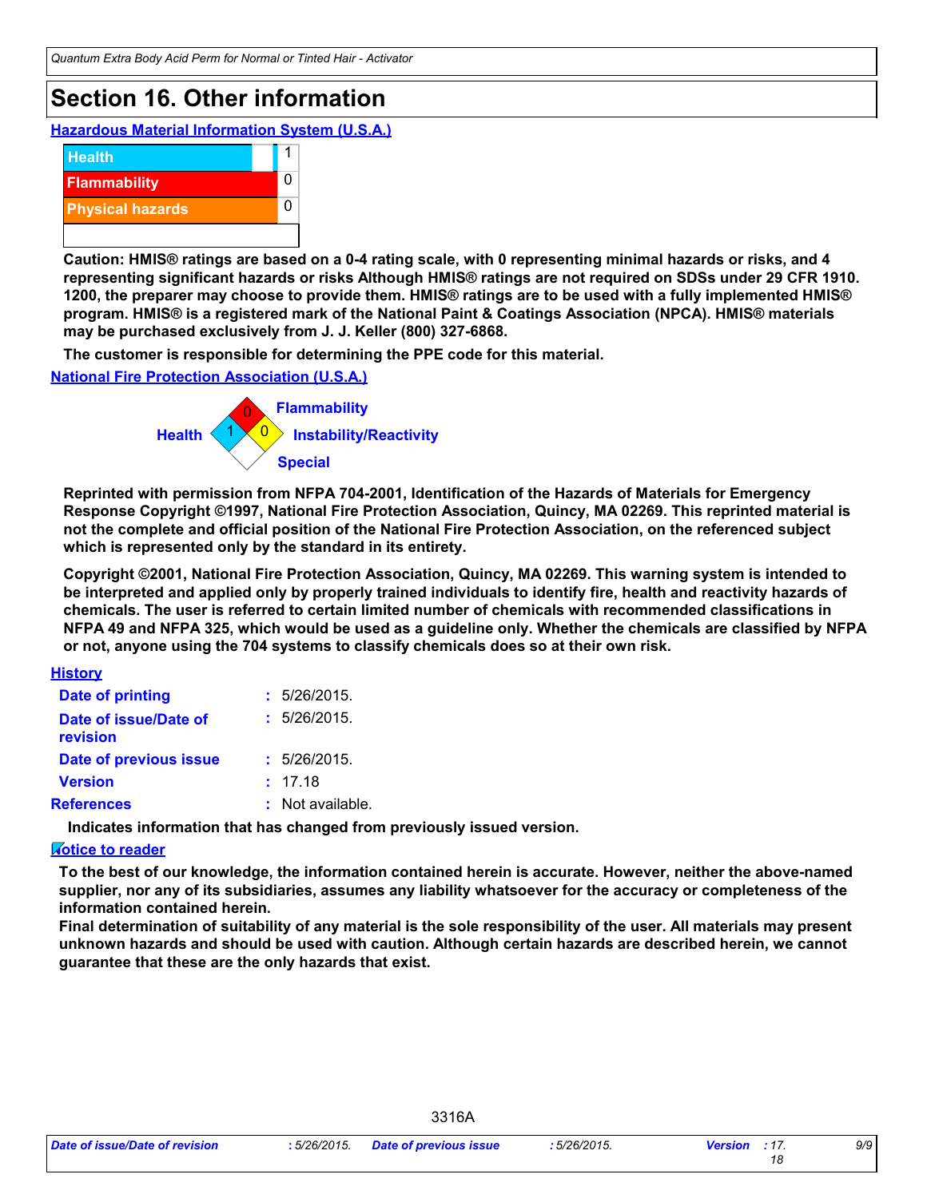# Section 16. Other information

**Hazardous Material Information System (U.S.A.)**

| | |
|---|---|
| Health | 1 |
| Flammability | 0 |
| Physical hazards | 0 |

**Caution: HMIS® ratings are based on a 0-4 rating scale, with 0 representing minimal hazards or risks, and 4 representing significant hazards or risks Although HMIS® ratings are not required on SDSs under 29 CFR 1910. 1200, the preparer may choose to provide them. HMIS® ratings are to be used with a fully implemented HMIS® program. HMIS® is a registered mark of the National Paint & Coatings Association (NPCA). HMIS® materials may be purchased exclusively from J. J. Keller (800) 327-6868.**

**The customer is responsible for determining the PPE code for this material.**

**National Fire Protection Association (U.S.A.)**

Flammability: 0
Health: 1
Instability/Reactivity: 0
Special

**Reprinted with permission from NFPA 704-2001, Identification of the Hazards of Materials for Emergency Response Copyright ©1997, National Fire Protection Association, Quincy, MA 02269. This reprinted material is not the complete and official position of the National Fire Protection Association, on the referenced subject which is represented only by the standard in its entirety.**

**Copyright ©2001, National Fire Protection Association, Quincy, MA 02269. This warning system is intended to be interpreted and applied only by properly trained individuals to identify fire, health and reactivity hazards of chemicals. The user is referred to certain limited number of chemicals with recommended classifications in NFPA 49 and NFPA 325, which would be used as a guideline only. Whether the chemicals are classified by NFPA or not, anyone using the 704 systems to classify chemicals does so at their own risk.**

**History**

| | |
|---|---|
| **Date of printing** | : 5/26/2015. |
| **Date of issue/Date of revision** | : 5/26/2015. |
| **Date of previous issue** | : 5/26/2015. |
| **Version** | : 17.18 |
| **References** | : Not available. |

**Indicates information that has changed from previously issued version.**

**Notice to reader**

**To the best of our knowledge, the information contained herein is accurate. However, neither the above-named supplier, nor any of its subsidiaries, assumes any liability whatsoever for the accuracy or completeness of the information contained herein.**
**Final determination of suitability of any material is the sole responsibility of the user. All materials may present unknown hazards and should be used with caution. Although certain hazards are described herein, we cannot guarantee that these are the only hazards that exist.**

3316A